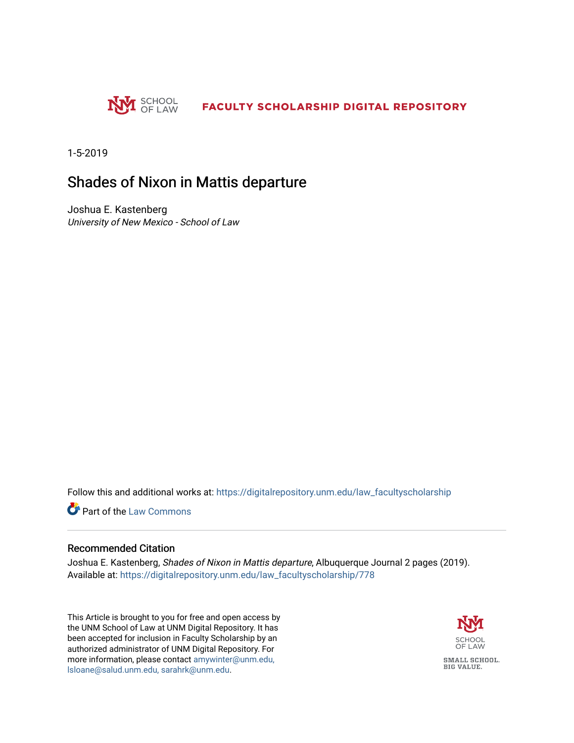FACULTY SCHOLARSHIP DIGITAL REPOSITORY

1-5-2019

# Shades of Nixon in Mattis departure

Joshua E. Kastenberg
*University of New Mexico - School of Law*

Follow this and additional works at: https://digitalrepository.unm.edu/law_facultyscholarship

Part of the Law Commons

## Recommended Citation

Joshua E. Kastenberg, *Shades of Nixon in Mattis departure*, Albuquerque Journal 2 pages (2019).
Available at: https://digitalrepository.unm.edu/law_facultyscholarship/778

This Article is brought to you for free and open access by the UNM School of Law at UNM Digital Repository. It has been accepted for inclusion in Faculty Scholarship by an authorized administrator of UNM Digital Repository. For more information, please contact amywinter@unm.edu, lsloane@salud.unm.edu, sarahrk@unm.edu.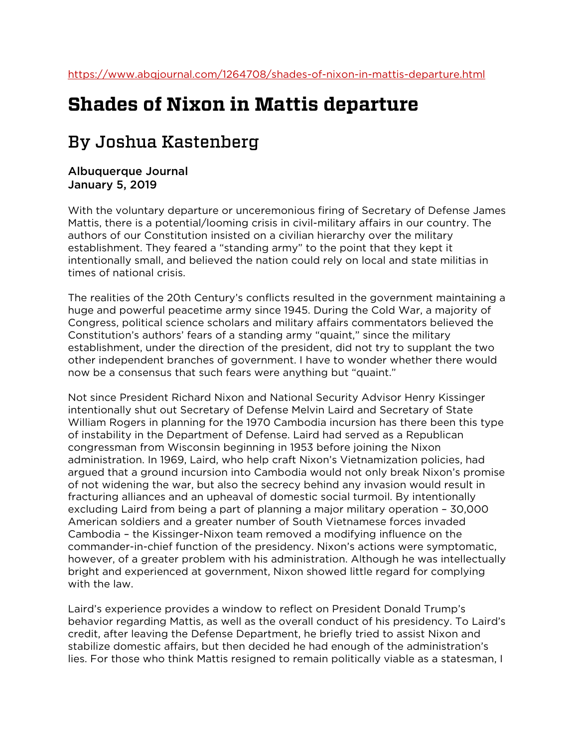https://www.abqjournal.com/1264708/shades-of-nixon-in-mattis-departure.html

# Shades of Nixon in Mattis departure

## By Joshua Kastenberg

**Albuquerque Journal**
**January 5, 2019**

With the voluntary departure or unceremonious firing of Secretary of Defense James Mattis, there is a potential/looming crisis in civil-military affairs in our country. The authors of our Constitution insisted on a civilian hierarchy over the military establishment. They feared a "standing army" to the point that they kept it intentionally small, and believed the nation could rely on local and state militias in times of national crisis.

The realities of the 20th Century's conflicts resulted in the government maintaining a huge and powerful peacetime army since 1945. During the Cold War, a majority of Congress, political science scholars and military affairs commentators believed the Constitution's authors' fears of a standing army "quaint," since the military establishment, under the direction of the president, did not try to supplant the two other independent branches of government. I have to wonder whether there would now be a consensus that such fears were anything but "quaint."

Not since President Richard Nixon and National Security Advisor Henry Kissinger intentionally shut out Secretary of Defense Melvin Laird and Secretary of State William Rogers in planning for the 1970 Cambodia incursion has there been this type of instability in the Department of Defense. Laird had served as a Republican congressman from Wisconsin beginning in 1953 before joining the Nixon administration. In 1969, Laird, who help craft Nixon's Vietnamization policies, had argued that a ground incursion into Cambodia would not only break Nixon's promise of not widening the war, but also the secrecy behind any invasion would result in fracturing alliances and an upheaval of domestic social turmoil. By intentionally excluding Laird from being a part of planning a major military operation – 30,000 American soldiers and a greater number of South Vietnamese forces invaded Cambodia – the Kissinger-Nixon team removed a modifying influence on the commander-in-chief function of the presidency. Nixon's actions were symptomatic, however, of a greater problem with his administration. Although he was intellectually bright and experienced at government, Nixon showed little regard for complying with the law.

Laird's experience provides a window to reflect on President Donald Trump's behavior regarding Mattis, as well as the overall conduct of his presidency. To Laird's credit, after leaving the Defense Department, he briefly tried to assist Nixon and stabilize domestic affairs, but then decided he had enough of the administration's lies. For those who think Mattis resigned to remain politically viable as a statesman, I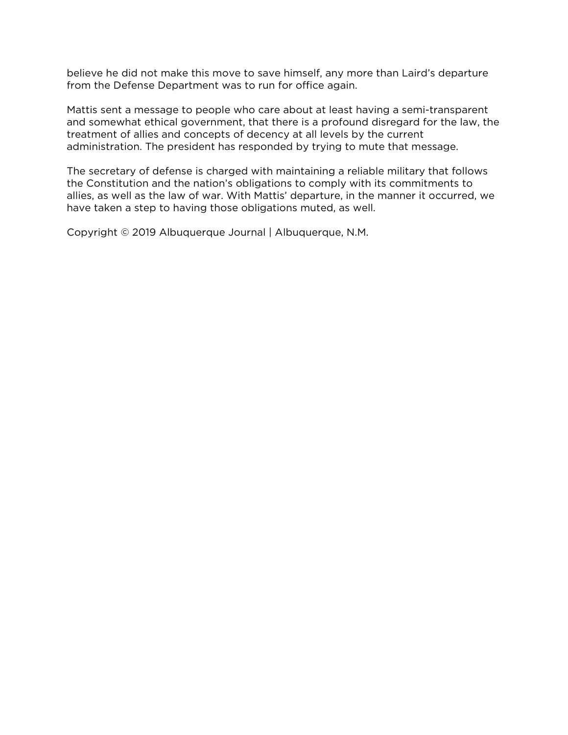believe he did not make this move to save himself, any more than Laird's departure from the Defense Department was to run for office again.

Mattis sent a message to people who care about at least having a semi-transparent and somewhat ethical government, that there is a profound disregard for the law, the treatment of allies and concepts of decency at all levels by the current administration. The president has responded by trying to mute that message.

The secretary of defense is charged with maintaining a reliable military that follows the Constitution and the nation's obligations to comply with its commitments to allies, as well as the law of war. With Mattis' departure, in the manner it occurred, we have taken a step to having those obligations muted, as well.

Copyright © 2019 Albuquerque Journal | Albuquerque, N.M.